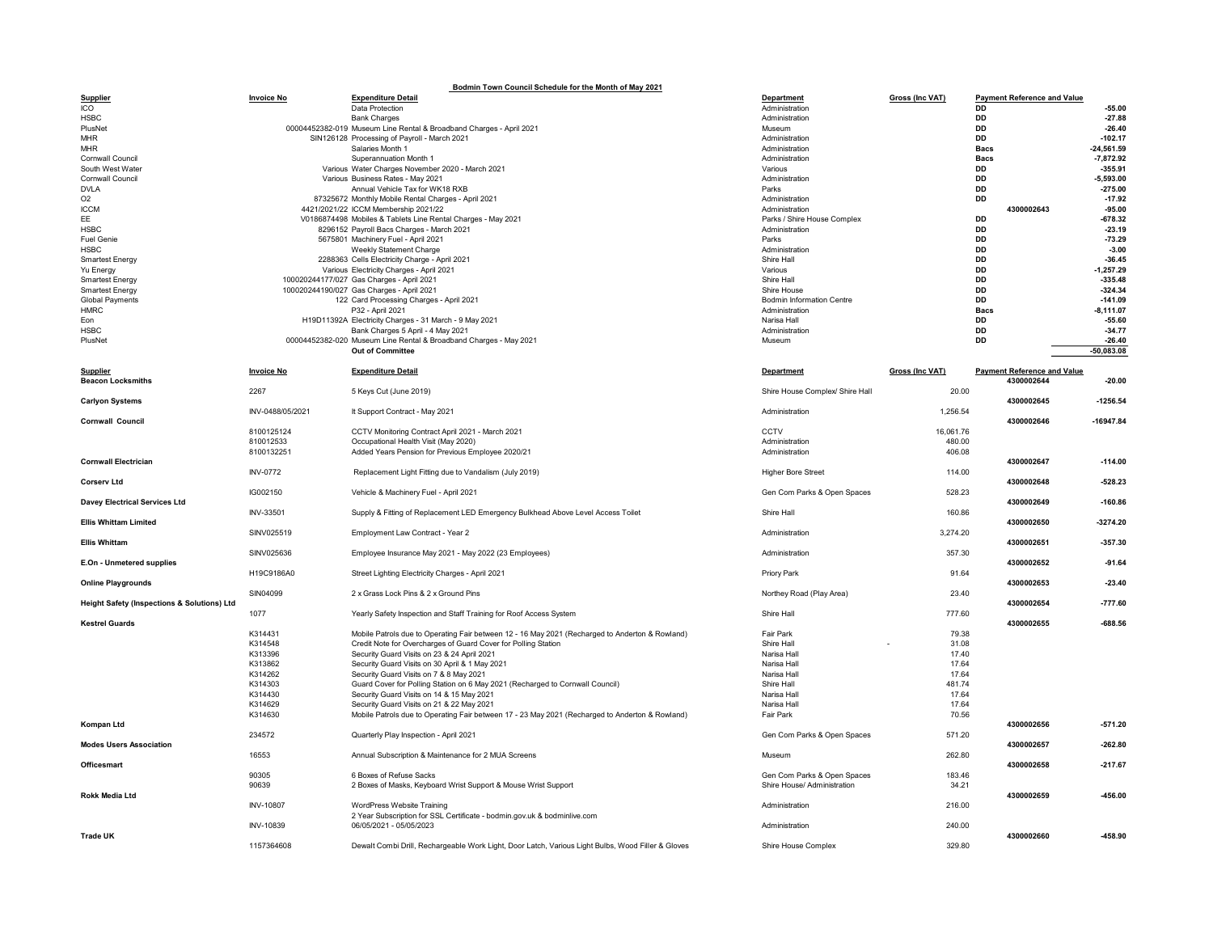# Bodmin Town Council Schedule for the Month of May 2021

| Supplier | Invoice No | Expenditure Detail | Department | Gross (Inc VAT) | Payment Reference and Value | |
|---|---|---|---|---|---|---|
| ICO | | Data Protection | Administration | | DD | -55.00 |
| HSBC | | Bank Charges | Administration | | DD | -27.88 |
| PlusNet | 00004452382-019 | Museum Line Rental & Broadband Charges - April 2021 | Museum | | DD | -26.40 |
| MHR | SIN126128 | Processing of Payroll - March 2021 | Administration | | DD | -102.17 |
| MHR | | Salaries Month 1 | Administration | | Bacs | -24,561.59 |
| Cornwall Council | | Superannuation Month 1 | Administration | | Bacs | -7,872.92 |
| South West Water | Various | Water Charges November 2020 - March 2021 | Various | | DD | -355.91 |
| Cornwall Council | Various | Business Rates - May 2021 | Administration | | DD | -5,593.00 |
| DVLA | | Annual Vehicle Tax for WK18 RXB | Parks | | DD | -275.00 |
| O2 | 87325672 | Monthly Mobile Rental Charges - April 2021 | Administration | | DD | -17.92 |
| ICCM | 4421/2021/22 | ICCM Membership 2021/22 | Administration | | 4300002643 | -95.00 |
| EE | V0186874498 | Mobiles & Tablets Line Rental Charges - May 2021 | Parks / Shire House Complex | | DD | -678.32 |
| HSBC | 8296152 | Payroll Bacs Charges - March 2021 | Administration | | DD | -23.19 |
| Fuel Genie | 5675801 | Machinery Fuel - April 2021 | Parks | | DD | -73.29 |
| HSBC | | Weekly Statement Charge | Administration | | DD | -3.00 |
| Smartest Energy | 2288363 | Cells Electricity Charge - April 2021 | Shire Hall | | DD | -36.45 |
| Yu Energy | Various | Electricity Charges - April 2021 | Various | | DD | -1,257.29 |
| Smartest Energy | 100020244177/027 | Gas Charges - April 2021 | Shire Hall | | DD | -335.48 |
| Smartest Energy | 100020244190/027 | Gas Charges - April 2021 | Shire House | | DD | -324.34 |
| Global Payments | 122 | Card Processing Charges - April 2021 | Bodmin Information Centre | | DD | -141.09 |
| HMRC | | P32 - April 2021 | Administration | | Bacs | -8,111.07 |
| Eon | H19D11392A | Electricity Charges - 31 March - 9 May 2021 | Narisa Hall | | DD | -55.60 |
| HSBC | | Bank Charges 5 April - 4 May 2021 | Administration | | DD | -34.77 |
| PlusNet | 00004452382-020 | Museum Line Rental & Broadband Charges - May 2021 | Museum | | DD | -26.40 |
| | | **Out of Committee** | | | | -50,083.08 |

| Supplier | Invoice No | Expenditure Detail | Department | Gross (Inc VAT) | Payment Reference and Value | |
|---|---|---|---|---|---|---|
| **Beacon Locksmiths** | | | | | 4300002644 | -20.00 |
| | 2267 | 5 Keys Cut (June 2019) | Shire House Complex/ Shire Hall | 20.00 | | |
| **Carlyon Systems** | | | | | 4300002645 | -1256.54 |
| | INV-0488/05/2021 | It Support Contract - May 2021 | Administration | 1,256.54 | | |
| **Cornwall Council** | | | | | 4300002646 | -16947.84 |
| | 8100125124 | CCTV Monitoring Contract April 2021 - March 2021 | CCTV | 16,061.76 | | |
| | 810012533 | Occupational Health Visit (May 2020) | Administration | 480.00 | | |
| | 8100132251 | Added Years Pension for Previous Employee 2020/21 | Administration | 406.08 | | |
| **Cornwall Electrician** | | | | | 4300002647 | -114.00 |
| | INV-0772 | Replacement Light Fitting due to Vandalism (July 2019) | Higher Bore Street | 114.00 | | |
| **Corserv Ltd** | | | | | 4300002648 | -528.23 |
| | IG002150 | Vehicle & Machinery Fuel - April 2021 | Gen Com Parks & Open Spaces | 528.23 | | |
| **Davey Electrical Services Ltd** | | | | | 4300002649 | -160.86 |
| | INV-33501 | Supply & Fitting of Replacement LED Emergency Bulkhead Above Level Access Toilet | Shire Hall | 160.86 | | |
| **Ellis Whittam Limited** | | | | | 4300002650 | -3274.20 |
| | SINV025519 | Employment Law Contract - Year 2 | Administration | 3,274.20 | | |
| **Ellis Whittam** | | | | | 4300002651 | -357.30 |
| | SINV025636 | Employee Insurance May 2021 - May 2022 (23 Employees) | Administration | 357.30 | | |
| **E.On - Unmetered supplies** | | | | | 4300002652 | -91.64 |
| | H19C9186A0 | Street Lighting Electricity Charges - April 2021 | Priory Park | 91.64 | | |
| **Online Playgrounds** | | | | | 4300002653 | -23.40 |
| | SIN04099 | 2 x Grass Lock Pins & 2 x Ground Pins | Northey Road (Play Area) | 23.40 | | |
| **Height Safety (Inspections & Solutions) Ltd** | | | | | 4300002654 | -777.60 |
| | 1077 | Yearly Safety Inspection and Staff Training for Roof Access System | Shire Hall | 777.60 | | |
| **Kestrel Guards** | | | | | 4300002655 | -688.56 |
| | K314431 | Mobile Patrols due to Operating Fair between 12 - 16 May 2021 (Recharged to Anderton & Rowland) | Fair Park | 79.38 | | |
| | K314548 | Credit Note for Overcharges of Guard Cover for Polling Station | Shire Hall | - 31.08 | | |
| | K313396 | Security Guard Visits on 23 & 24 April 2021 | Narisa Hall | 17.40 | | |
| | K313862 | Security Guard Visits on 30 April & 1 May 2021 | Narisa Hall | 17.64 | | |
| | K314262 | Security Guard Visits on 7 & 8 May 2021 | Narisa Hall | 17.64 | | |
| | K314303 | Guard Cover for Polling Station on 6 May 2021 (Recharged to Cornwall Council) | Shire Hall | 481.74 | | |
| | K314430 | Security Guard Visits on 14 & 15 May 2021 | Narisa Hall | 17.64 | | |
| | K314629 | Security Guard Visits on 21 & 22 May 2021 | Narisa Hall | 17.64 | | |
| | K314630 | Mobile Patrols due to Operating Fair between 17 - 23 May 2021 (Recharged to Anderton & Rowland) | Fair Park | 70.56 | | |
| **Kompan Ltd** | | | | | 4300002656 | -571.20 |
| | 234572 | Quarterly Play Inspection - April 2021 | Gen Com Parks & Open Spaces | 571.20 | | |
| **Modes Users Association** | | | | | 4300002657 | -262.80 |
| | 16553 | Annual Subscription & Maintenance for 2 MUA Screens | Museum | 262.80 | | |
| **Officesmart** | | | | | 4300002658 | -217.67 |
| | 90305 | 6 Boxes of Refuse Sacks | Gen Com Parks & Open Spaces | 183.46 | | |
| | 90639 | 2 Boxes of Masks, Keyboard Wrist Support & Mouse Wrist Support | Shire House/ Administration | 34.21 | | |
| **Rokk Media Ltd** | | | | | 4300002659 | -456.00 |
| | INV-10807 | WordPress Website Training | Administration | 216.00 | | |
| | INV-10839 | 2 Year Subscription for SSL Certificate - bodmin.gov.uk & bodminlive.com 06/05/2021 - 05/05/2023 | Administration | 240.00 | | |
| **Trade UK** | | | | | 4300002660 | -458.90 |
| | 1157364608 | Dewalt Combi Drill, Rechargeable Work Light, Door Latch, Various Light Bulbs, Wood Filler & Gloves | Shire House Complex | 329.80 | | |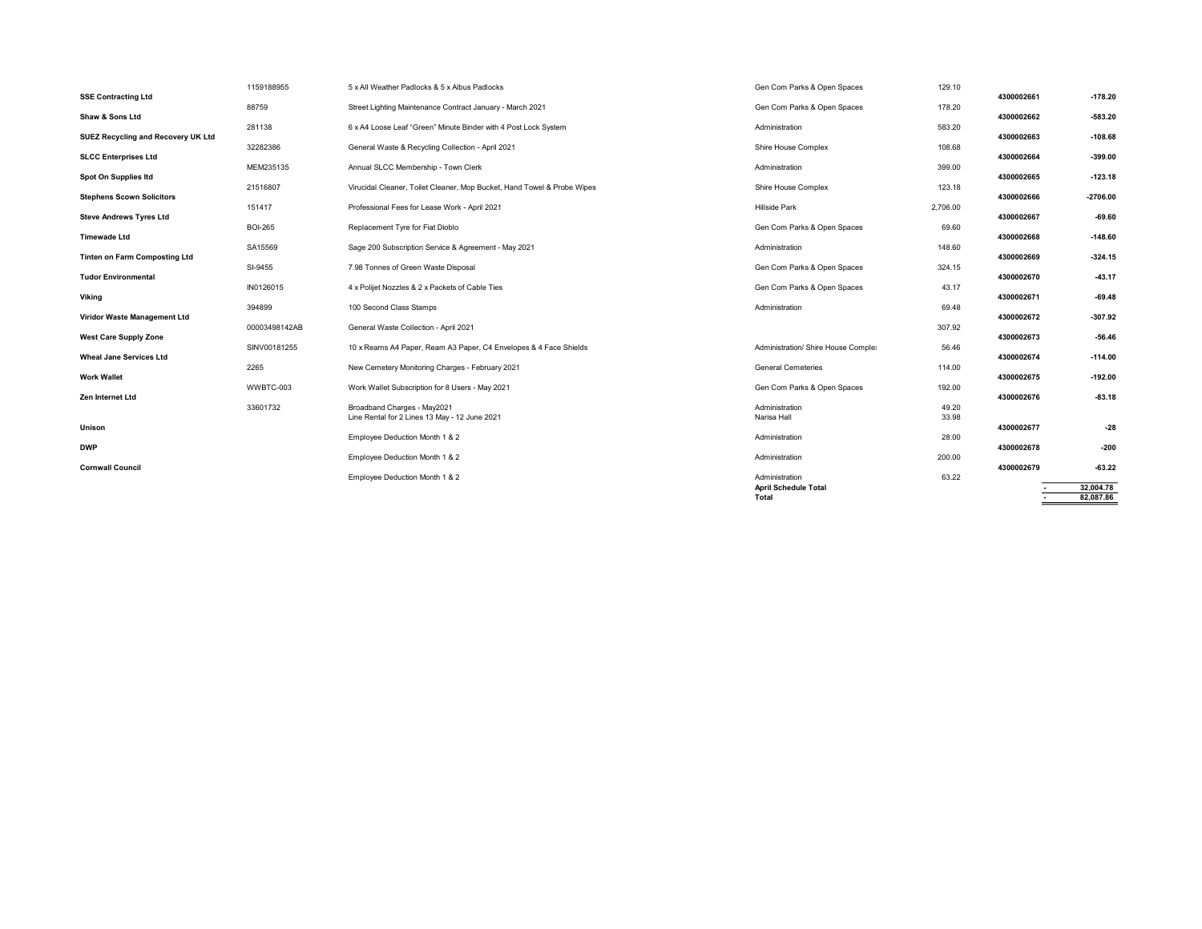| | | | | | | |
|---|---|---|---|---|---|---|
| | 1159188955 | 5 x All Weather Padlocks & 5 x Albus Padlocks | Gen Com Parks & Open Spaces | 129.10 | | |
| **SSE Contracting Ltd** | 88759 | Street Lighting Maintenance Contract January - March 2021 | Gen Com Parks & Open Spaces | 178.20 | **4300002661** | **-178.20** |
| **Shaw & Sons Ltd** | 281138 | 6 x A4 Loose Leaf "Green" Minute Binder with 4 Post Lock System | Administration | 583.20 | **4300002662** | **-583.20** |
| **SUEZ Recycling and Recovery UK Ltd** | 32282386 | General Waste & Recycling Collection - April 2021 | Shire House Complex | 108.68 | **4300002663** | **-108.68** |
| **SLCC Enterprises Ltd** | MEM235135 | Annual SLCC Membership - Town Clerk | Administration | 399.00 | **4300002664** | **-399.00** |
| **Spot On Supplies ltd** | 21516807 | Virucidal Cleaner, Toilet Cleaner, Mop Bucket, Hand Towel & Probe Wipes | Shire House Complex | 123.18 | **4300002665** | **-123.18** |
| **Stephens Scown Solicitors** | 151417 | Professional Fees for Lease Work - April 2021 | Hillside Park | 2,706.00 | **4300002666** | **-2706.00** |
| **Steve Andrews Tyres Ltd** | BOI-265 | Replacement Tyre for Fiat Dioblo | Gen Com Parks & Open Spaces | 69.60 | **4300002667** | **-69.60** |
| **Timewade Ltd** | SA15569 | Sage 200 Subscription Service & Agreement - May 2021 | Administration | 148.60 | **4300002668** | **-148.60** |
| **Tinten on Farm Composting Ltd** | SI-9455 | 7.98 Tonnes of Green Waste Disposal | Gen Com Parks & Open Spaces | 324.15 | **4300002669** | **-324.15** |
| **Tudor Environmental** | IN0126015 | 4 x Polijet Nozzles & 2 x Packets of Cable Ties | Gen Com Parks & Open Spaces | 43.17 | **4300002670** | **-43.17** |
| **Viking** | 394899 | 100 Second Class Stamps | Administration | 69.48 | **4300002671** | **-69.48** |
| **Viridor Waste Management Ltd** | 00003498142AB | General Waste Collection - April 2021 | | 307.92 | **4300002672** | **-307.92** |
| **West Care Supply Zone** | SINV00181255 | 10 x Reams A4 Paper, Ream A3 Paper, C4 Envelopes & 4 Face Shields | Administration/ Shire House Comple: | 56.46 | **4300002673** | **-56.46** |
| **Wheal Jane Services Ltd** | 2265 | New Cemetery Monitoring Charges - February 2021 | General Cemeteries | 114.00 | **4300002674** | **-114.00** |
| **Work Wallet** | WWBTC-003 | Work Wallet Subscription for 8 Users - May 2021 | Gen Com Parks & Open Spaces | 192.00 | **4300002675** | **-192.00** |
| **Zen Internet Ltd** | 33601732 | Broadband Charges - May2021 | Administration | 49.20 | **4300002676** | **-83.18** |
| | | Line Rental for 2 Lines 13 May - 12 June 2021 | Narisa Hall | 33.98 | | |
| **Unison** | | Employee Deduction Month 1 & 2 | Administration | 28.00 | **4300002677** | **-28** |
| **DWP** | | Employee Deduction Month 1 & 2 | Administration | 200.00 | **4300002678** | **-200** |
| **Cornwall Council** | | Employee Deduction Month 1 & 2 | Administration | 63.22 | **4300002679** | **-63.22** |
| | | | **April Schedule Total** | | | - 32,004.78 |
| | | | **Total** | | | - 82,087.86 |